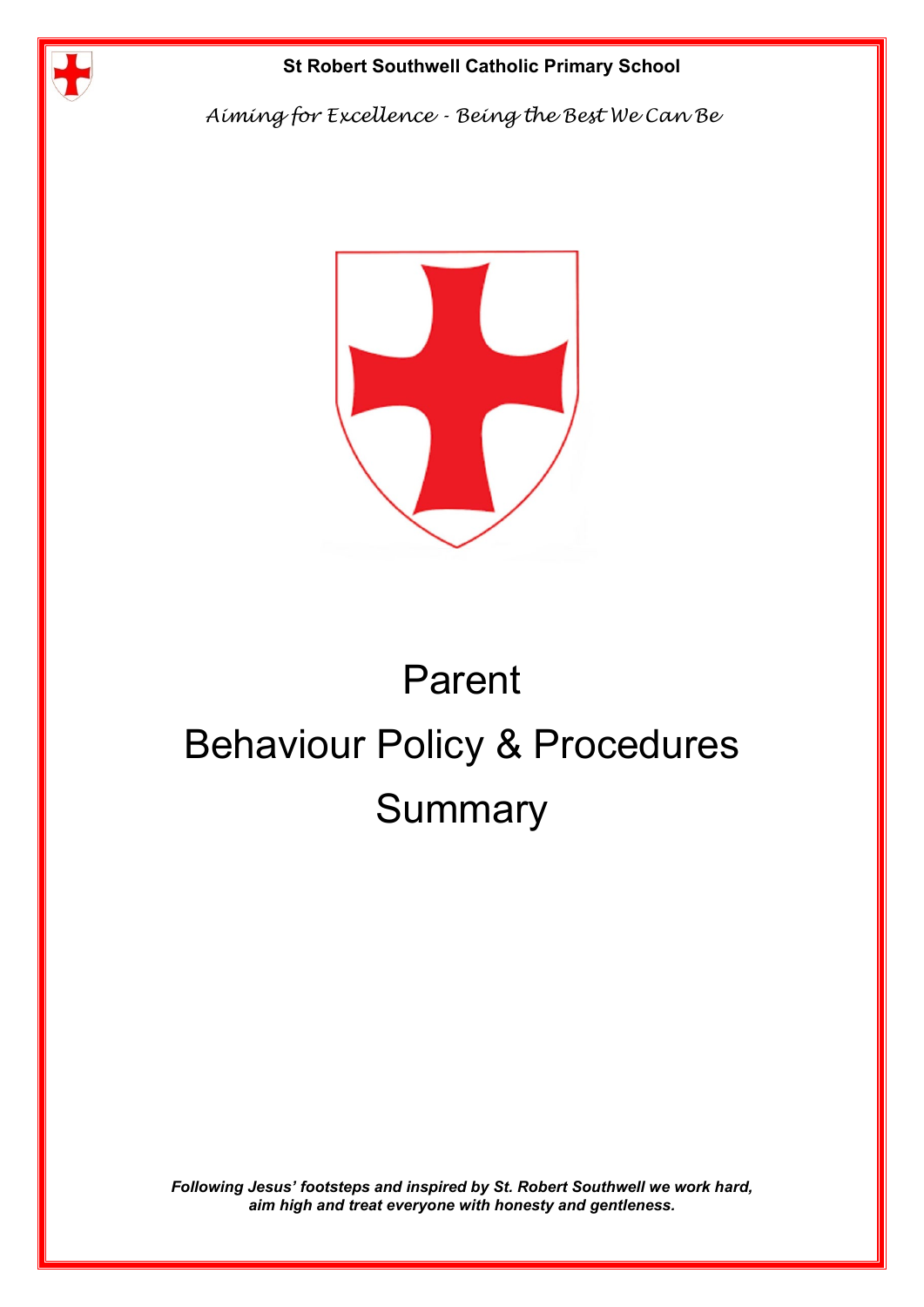**St Robert Southwell Catholic Primary School**

*Aiming for Excellence - Being the Best We Can Be*

# Parent
# Behaviour Policy & Procedures
# Summary

***Following Jesus' footsteps and inspired by St. Robert Southwell we work hard, aim high and treat everyone with honesty and gentleness.***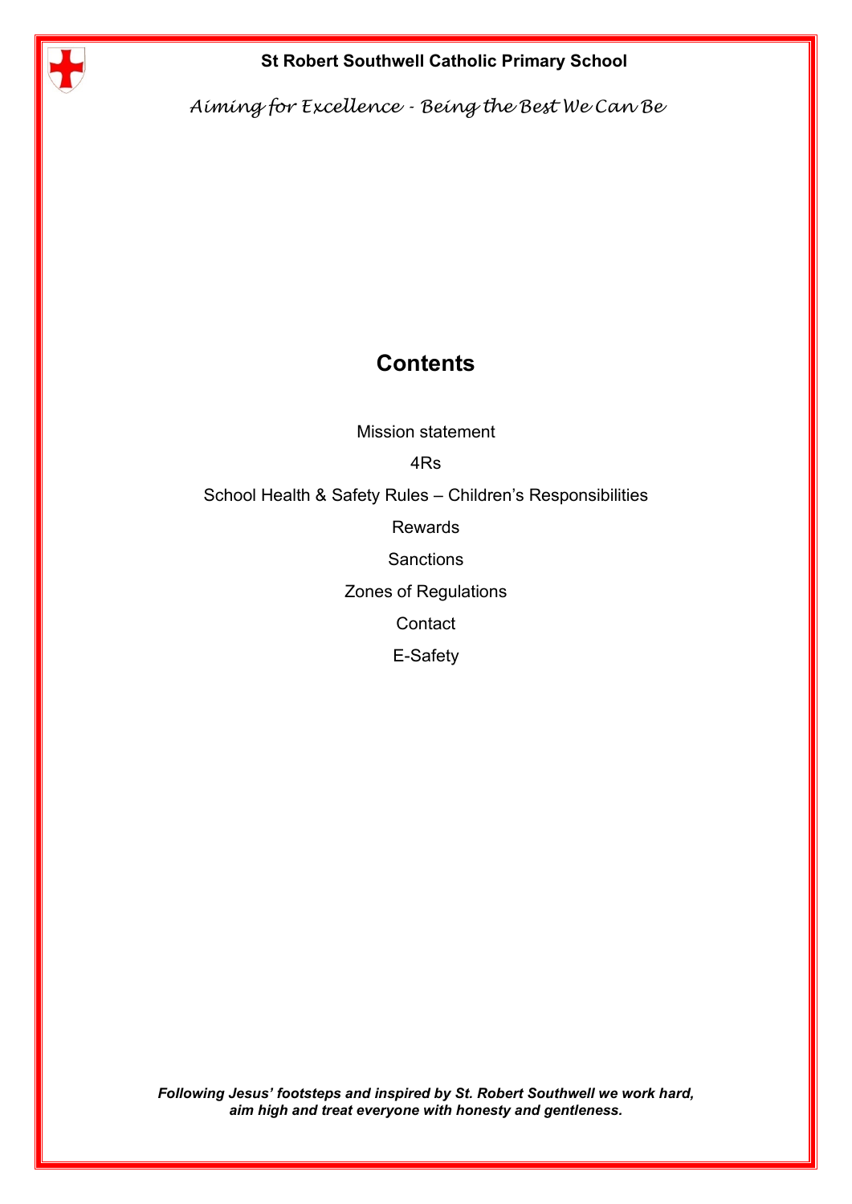St Robert Southwell Catholic Primary School

*Aiming for Excellence - Being the Best We Can Be*

## Contents

Mission statement

4Rs

School Health & Safety Rules – Children's Responsibilities

Rewards

Sanctions

Zones of Regulations

Contact

E-Safety

***Following Jesus' footsteps and inspired by St. Robert Southwell we work hard, aim high and treat everyone with honesty and gentleness.***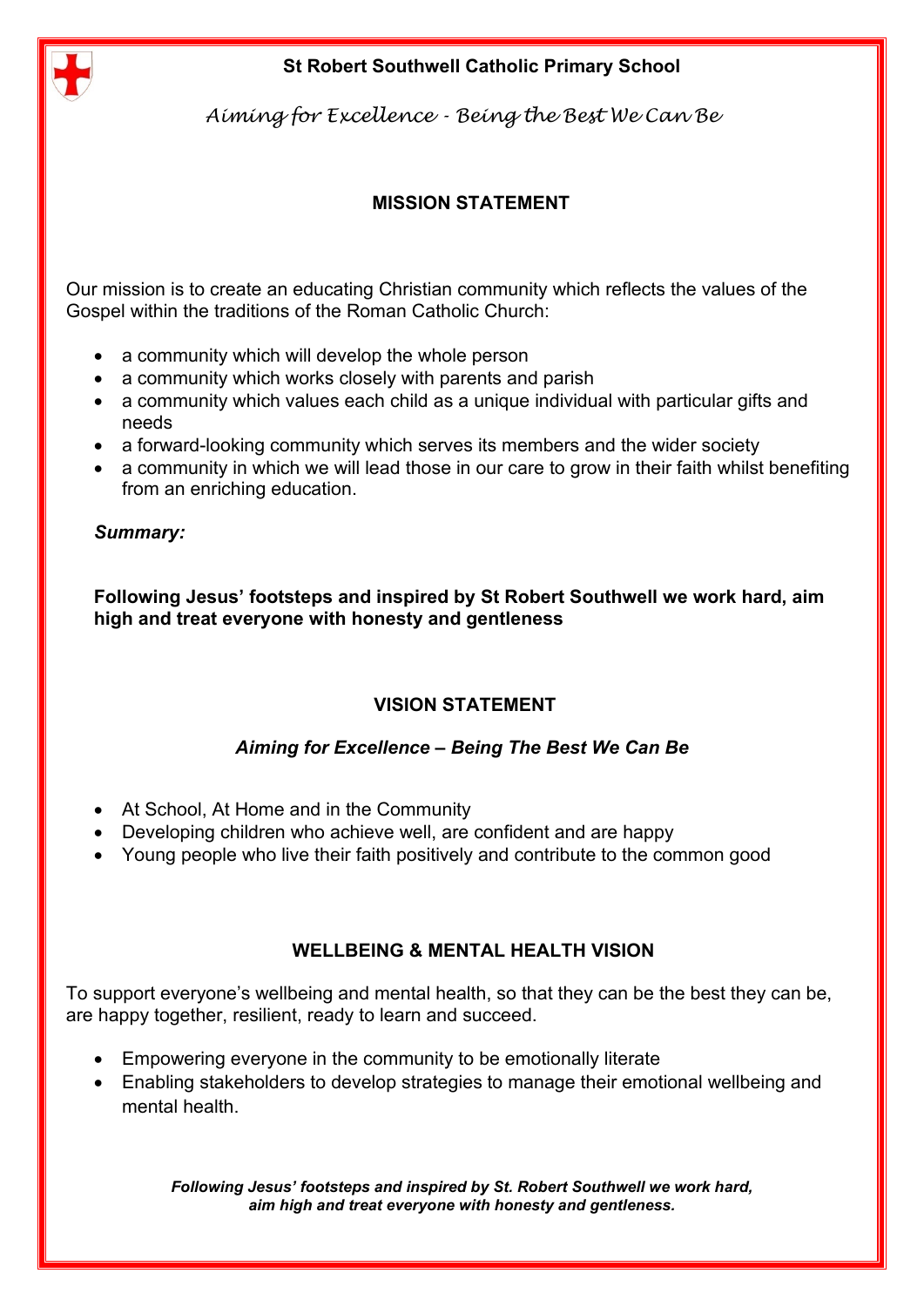**St Robert Southwell Catholic Primary School**

*Aiming for Excellence - Being the Best We Can Be*

## MISSION STATEMENT

Our mission is to create an educating Christian community which reflects the values of the Gospel within the traditions of the Roman Catholic Church:

- a community which will develop the whole person
- a community which works closely with parents and parish
- a community which values each child as a unique individual with particular gifts and needs
- a forward-looking community which serves its members and the wider society
- a community in which we will lead those in our care to grow in their faith whilst benefiting from an enriching education.

***Summary:***

**Following Jesus' footsteps and inspired by St Robert Southwell we work hard, aim high and treat everyone with honesty and gentleness**

## VISION STATEMENT

***Aiming for Excellence – Being The Best We Can Be***

- At School, At Home and in the Community
- Developing children who achieve well, are confident and are happy
- Young people who live their faith positively and contribute to the common good

## WELLBEING & MENTAL HEALTH VISION

To support everyone's wellbeing and mental health, so that they can be the best they can be, are happy together, resilient, ready to learn and succeed.

- Empowering everyone in the community to be emotionally literate
- Enabling stakeholders to develop strategies to manage their emotional wellbeing and mental health.

***Following Jesus' footsteps and inspired by St. Robert Southwell we work hard, aim high and treat everyone with honesty and gentleness.***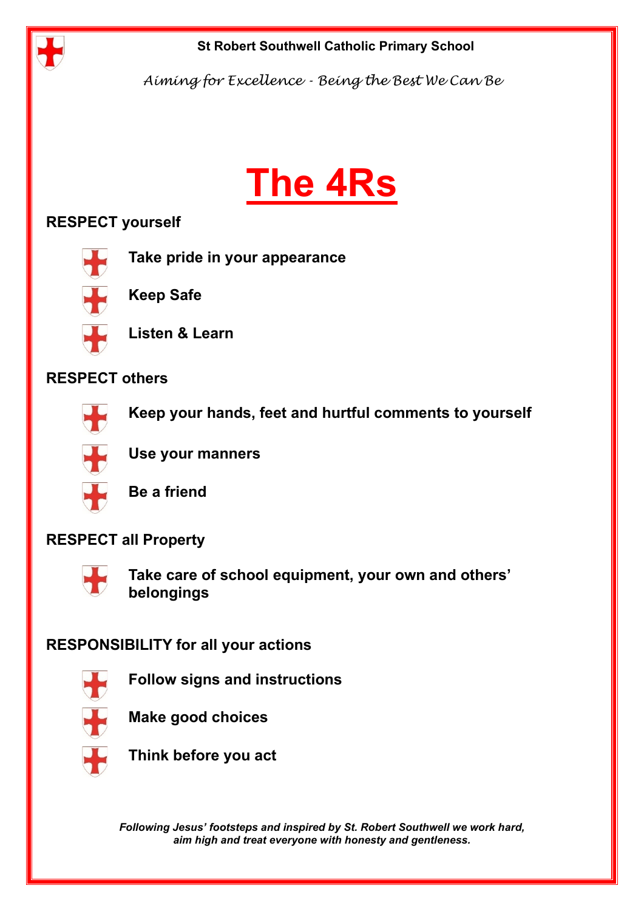St Robert Southwell Catholic Primary School

*Aiming for Excellence - Being the Best We Can Be*

# The 4Rs

**RESPECT yourself**

- **Take pride in your appearance**
- **Keep Safe**
- **Listen & Learn**

**RESPECT others**

- **Keep your hands, feet and hurtful comments to yourself**
- **Use your manners**
- **Be a friend**

**RESPECT all Property**

- **Take care of school equipment, your own and others' belongings**

**RESPONSIBILITY for all your actions**

- **Follow signs and instructions**
- **Make good choices**
- **Think before you act**

***Following Jesus' footsteps and inspired by St. Robert Southwell we work hard, aim high and treat everyone with honesty and gentleness.***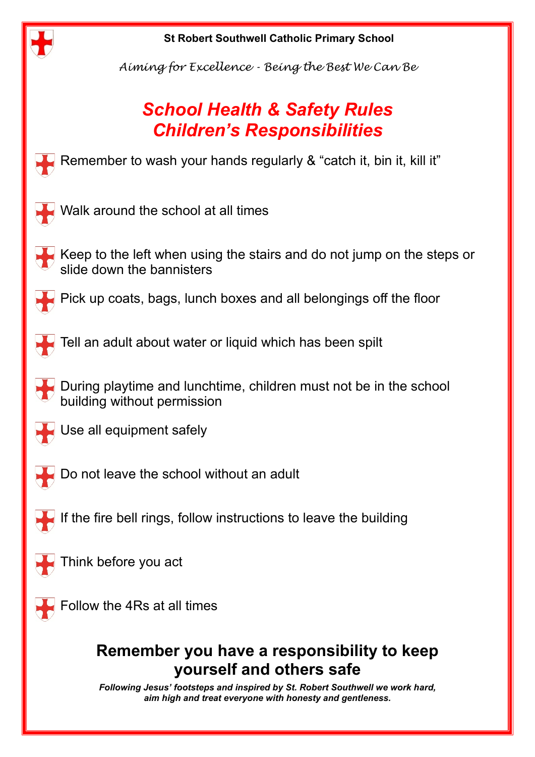**St Robert Southwell Catholic Primary School**

*Aiming for Excellence - Being the Best We Can Be*

# *School Health & Safety Rules*
# *Children's Responsibilities*

- Remember to wash your hands regularly & "catch it, bin it, kill it"
- Walk around the school at all times
- Keep to the left when using the stairs and do not jump on the steps or slide down the bannisters
- Pick up coats, bags, lunch boxes and all belongings off the floor
- Tell an adult about water or liquid which has been spilt
- During playtime and lunchtime, children must not be in the school building without permission
- Use all equipment safely
- Do not leave the school without an adult
- If the fire bell rings, follow instructions to leave the building
- Think before you act
- Follow the 4Rs at all times

## Remember you have a responsibility to keep yourself and others safe

***Following Jesus' footsteps and inspired by St. Robert Southwell we work hard, aim high and treat everyone with honesty and gentleness.***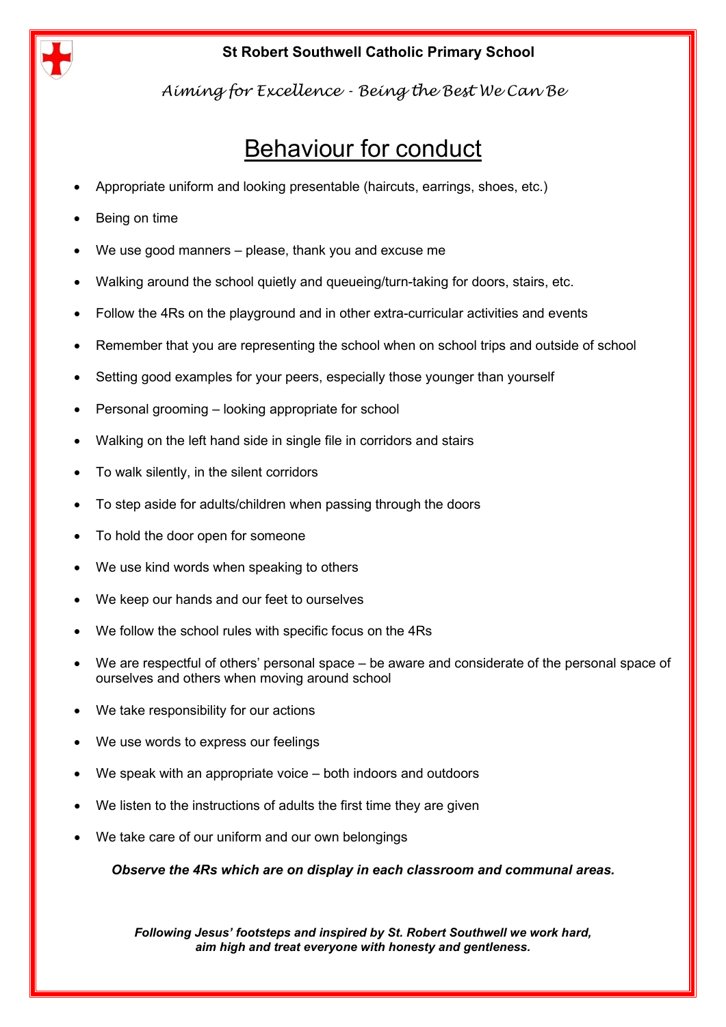**St Robert Southwell Catholic Primary School**

*Aiming for Excellence - Being the Best We Can Be*

# Behaviour for conduct

- Appropriate uniform and looking presentable (haircuts, earrings, shoes, etc.)
- Being on time
- We use good manners – please, thank you and excuse me
- Walking around the school quietly and queueing/turn-taking for doors, stairs, etc.
- Follow the 4Rs on the playground and in other extra-curricular activities and events
- Remember that you are representing the school when on school trips and outside of school
- Setting good examples for your peers, especially those younger than yourself
- Personal grooming – looking appropriate for school
- Walking on the left hand side in single file in corridors and stairs
- To walk silently, in the silent corridors
- To step aside for adults/children when passing through the doors
- To hold the door open for someone
- We use kind words when speaking to others
- We keep our hands and our feet to ourselves
- We follow the school rules with specific focus on the 4Rs
- We are respectful of others' personal space – be aware and considerate of the personal space of ourselves and others when moving around school
- We take responsibility for our actions
- We use words to express our feelings
- We speak with an appropriate voice – both indoors and outdoors
- We listen to the instructions of adults the first time they are given
- We take care of our uniform and our own belongings

***Observe the 4Rs which are on display in each classroom and communal areas.***

***Following Jesus' footsteps and inspired by St. Robert Southwell we work hard, aim high and treat everyone with honesty and gentleness.***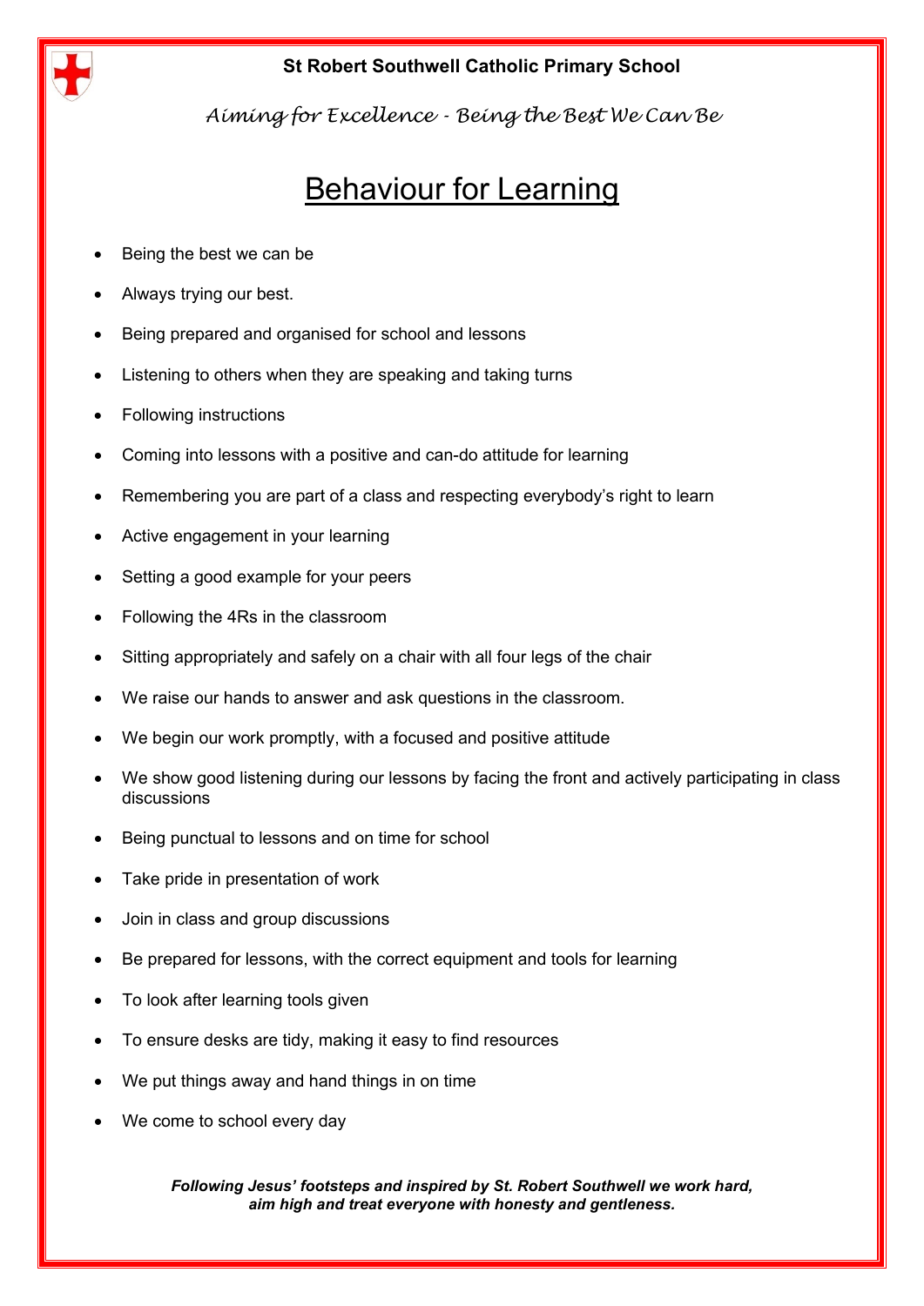**St Robert Southwell Catholic Primary School**

*Aiming for Excellence - Being the Best We Can Be*

# Behaviour for Learning

- Being the best we can be
- Always trying our best.
- Being prepared and organised for school and lessons
- Listening to others when they are speaking and taking turns
- Following instructions
- Coming into lessons with a positive and can-do attitude for learning
- Remembering you are part of a class and respecting everybody's right to learn
- Active engagement in your learning
- Setting a good example for your peers
- Following the 4Rs in the classroom
- Sitting appropriately and safely on a chair with all four legs of the chair
- We raise our hands to answer and ask questions in the classroom.
- We begin our work promptly, with a focused and positive attitude
- We show good listening during our lessons by facing the front and actively participating in class discussions
- Being punctual to lessons and on time for school
- Take pride in presentation of work
- Join in class and group discussions
- Be prepared for lessons, with the correct equipment and tools for learning
- To look after learning tools given
- To ensure desks are tidy, making it easy to find resources
- We put things away and hand things in on time
- We come to school every day

***Following Jesus' footsteps and inspired by St. Robert Southwell we work hard, aim high and treat everyone with honesty and gentleness.***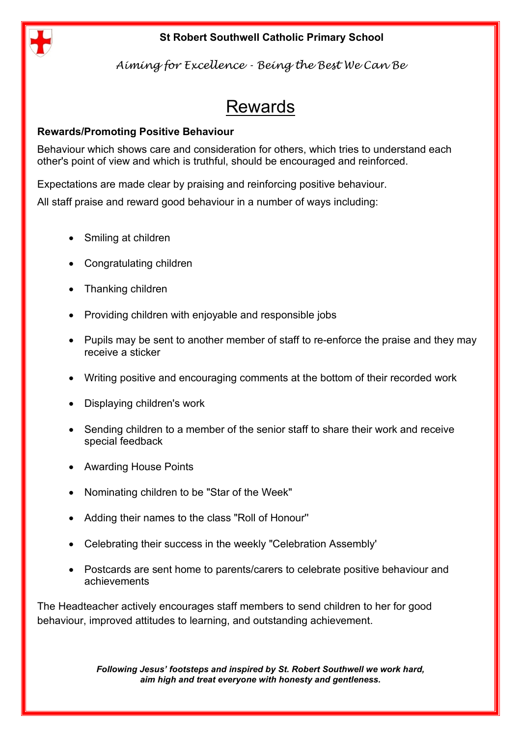**St Robert Southwell Catholic Primary School**

*Aiming for Excellence - Being the Best We Can Be*

# Rewards

**Rewards/Promoting Positive Behaviour**

Behaviour which shows care and consideration for others, which tries to understand each other's point of view and which is truthful, should be encouraged and reinforced.

Expectations are made clear by praising and reinforcing positive behaviour.

All staff praise and reward good behaviour in a number of ways including:

- Smiling at children
- Congratulating children
- Thanking children
- Providing children with enjoyable and responsible jobs
- Pupils may be sent to another member of staff to re-enforce the praise and they may receive a sticker
- Writing positive and encouraging comments at the bottom of their recorded work
- Displaying children's work
- Sending children to a member of the senior staff to share their work and receive special feedback
- Awarding House Points
- Nominating children to be "Star of the Week"
- Adding their names to the class "Roll of Honour"
- Celebrating their success in the weekly "Celebration Assembly'
- Postcards are sent home to parents/carers to celebrate positive behaviour and achievements

The Headteacher actively encourages staff members to send children to her for good behaviour, improved attitudes to learning, and outstanding achievement.

***Following Jesus' footsteps and inspired by St. Robert Southwell we work hard, aim high and treat everyone with honesty and gentleness.***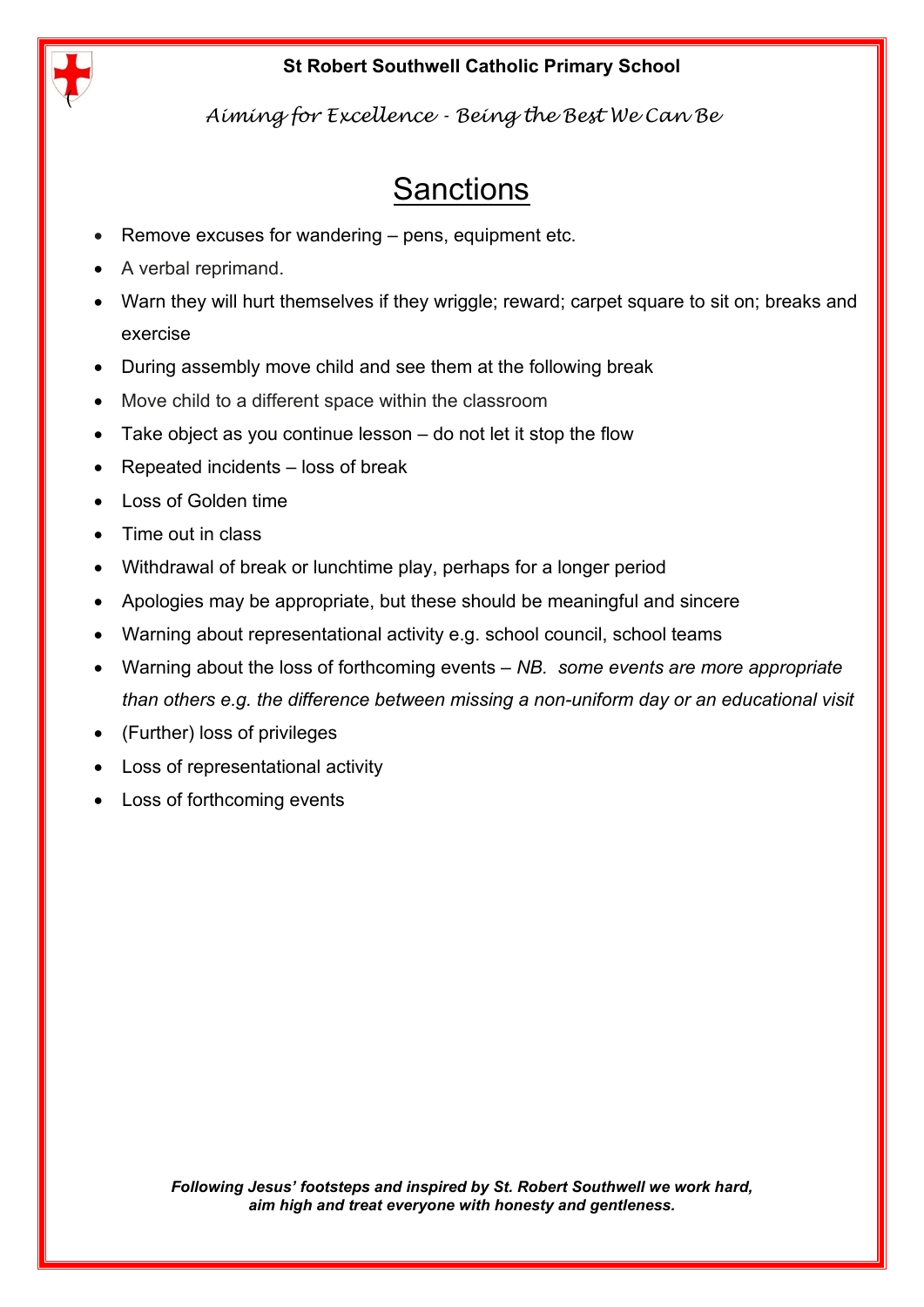# Sanctions

- Remove excuses for wandering – pens, equipment etc.
- A verbal reprimand.
- Warn they will hurt themselves if they wriggle; reward; carpet square to sit on; breaks and exercise
- During assembly move child and see them at the following break
- Move child to a different space within the classroom
- Take object as you continue lesson – do not let it stop the flow
- Repeated incidents – loss of break
- Loss of Golden time
- Time out in class
- Withdrawal of break or lunchtime play, perhaps for a longer period
- Apologies may be appropriate, but these should be meaningful and sincere
- Warning about representational activity e.g. school council, school teams
- Warning about the loss of forthcoming events – *NB. some events are more appropriate than others e.g. the difference between missing a non-uniform day or an educational visit*
- (Further) loss of privileges
- Loss of representational activity
- Loss of forthcoming events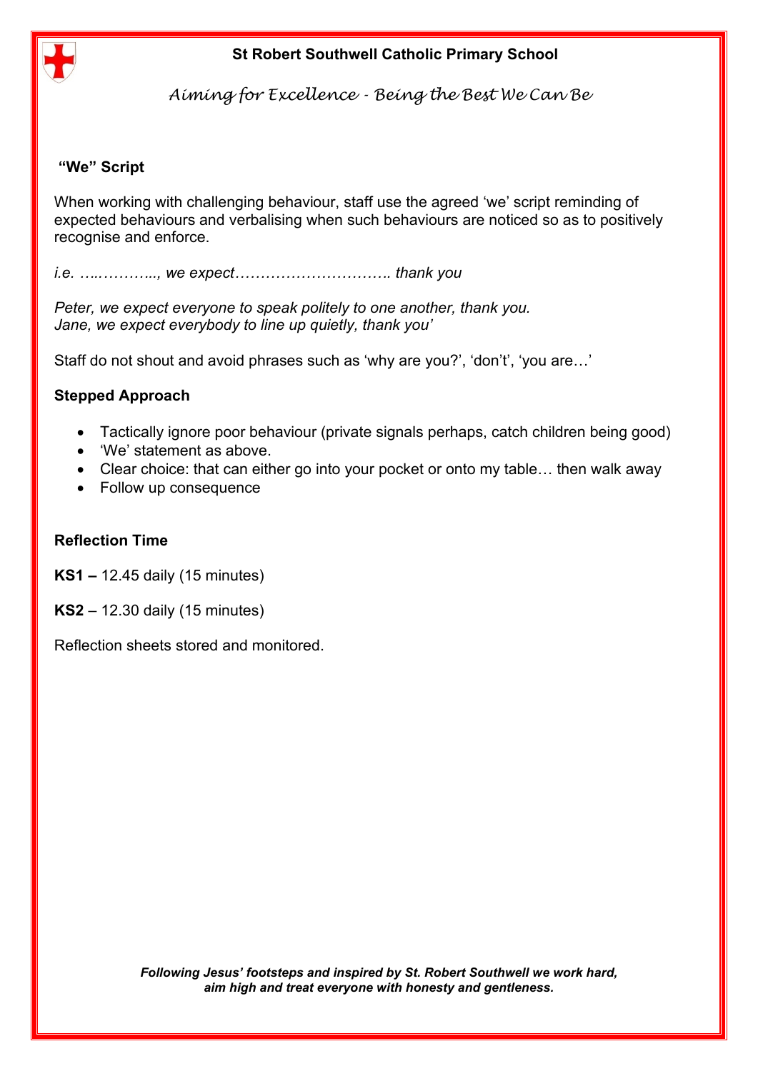## "We" Script

When working with challenging behaviour, staff use the agreed 'we' script reminding of expected behaviours and verbalising when such behaviours are noticed so as to positively recognise and enforce.

*i.e. ….……..., we expect…………………………. thank you*

*Peter, we expect everyone to speak politely to one another, thank you.*
*Jane, we expect everybody to line up quietly, thank you'*

Staff do not shout and avoid phrases such as 'why are you?', 'don't', 'you are…'

### Stepped Approach

- Tactically ignore poor behaviour (private signals perhaps, catch children being good)
- 'We' statement as above.
- Clear choice: that can either go into your pocket or onto my table… then walk away
- Follow up consequence

### Reflection Time

**KS1 –** 12.45 daily (15 minutes)

**KS2** – 12.30 daily (15 minutes)

Reflection sheets stored and monitored.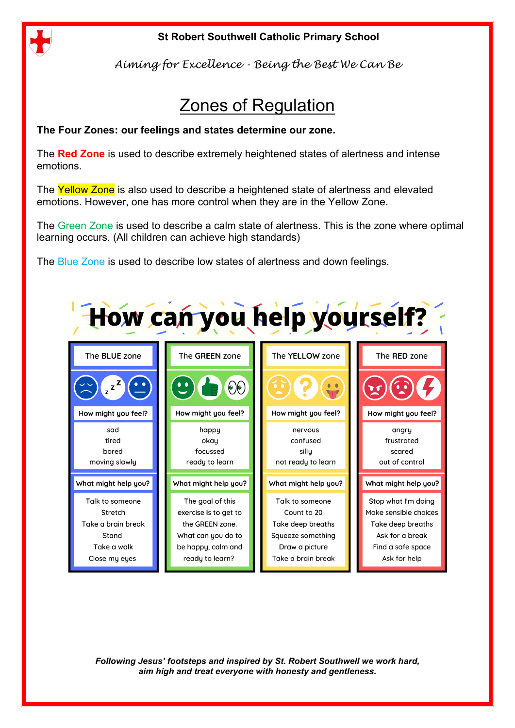St Robert Southwell Catholic Primary School

*Aiming for Excellence - Being the Best We Can Be*

# Zones of Regulation

**The Four Zones: our feelings and states determine our zone.**

The **Red Zone** is used to describe extremely heightened states of alertness and intense emotions.

The Yellow Zone is also used to describe a heightened state of alertness and elevated emotions. However, one has more control when they are in the Yellow Zone.

The Green Zone is used to describe a calm state of alertness. This is the zone where optimal learning occurs. (All children can achieve high standards)

The Blue Zone is used to describe low states of alertness and down feelings.

## How can you help yourself?

| | The BLUE zone | The GREEN zone | The YELLOW zone | The RED zone |
|---|---|---|---|---|
| How might you feel? | sad<br>tired<br>bored<br>moving slowly | happy<br>okay<br>focussed<br>ready to learn | nervous<br>confused<br>silly<br>not ready to learn | angry<br>frustrated<br>scared<br>out of control |
| What might help you? | Talk to someone<br>Stretch<br>Take a brain break<br>Stand<br>Take a walk<br>Close my eyes | The goal of this exercise is to get to the GREEN zone. What can you do to be happy, calm and ready to learn? | Talk to someone<br>Count to 20<br>Take deep breaths<br>Squeeze something<br>Draw a picture<br>Take a brain break | Stop what I'm doing<br>Make sensible choices<br>Take deep breaths<br>Ask for a break<br>Find a safe space<br>Ask for help |

***Following Jesus' footsteps and inspired by St. Robert Southwell we work hard, aim high and treat everyone with honesty and gentleness.***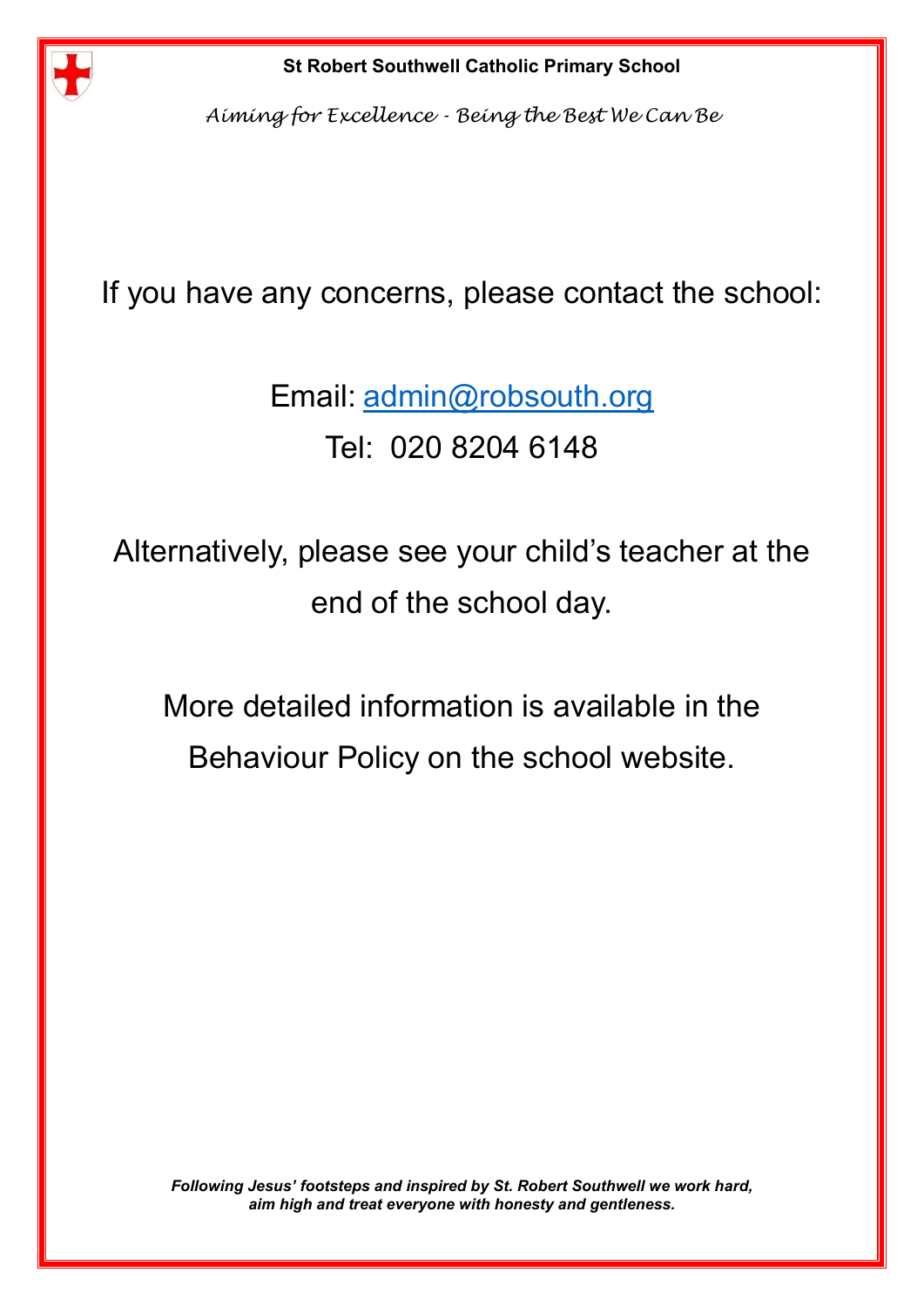If you have any concerns, please contact the school:

Email: admin@robsouth.org
Tel: 020 8204 6148

Alternatively, please see your child's teacher at the end of the school day.

More detailed information is available in the Behaviour Policy on the school website.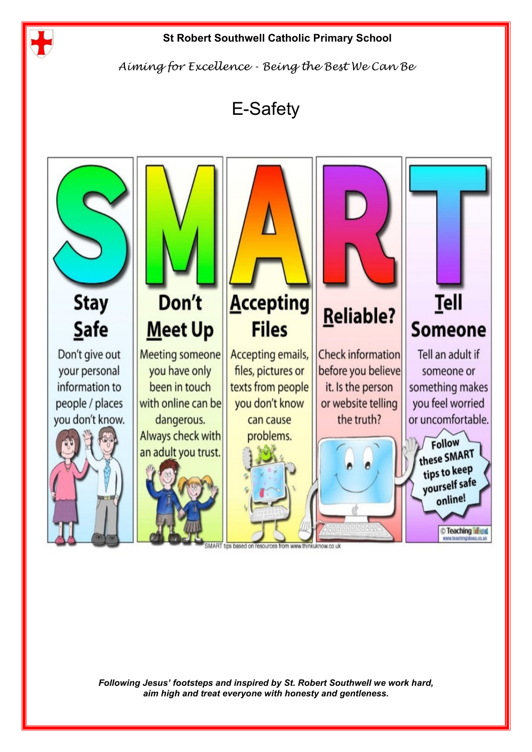**St Robert Southwell Catholic Primary School**

*Aiming for Excellence - Being the Best We Can Be*

# E-Safety

## S — Stay Safe

Don't give out your personal information to people / places you don't know.

## M — Don't Meet Up

Meeting someone you have only been in touch with online can be dangerous. Always check with an adult you trust.

## A — Accepting Files

Accepting emails, files, pictures or texts from people you don't know can cause problems.

## R — Reliable?

Check information before you believe it. Is the person or website telling the truth?

## T — Tell Someone

Tell an adult if someone or something makes you feel worried or uncomfortable.

Follow these SMART tips to keep yourself safe online!

© Teaching Ideas www.teachingideas.co.uk

SMART tips based on resources from www.thinkuknow.co.uk

***Following Jesus' footsteps and inspired by St. Robert Southwell we work hard, aim high and treat everyone with honesty and gentleness.***